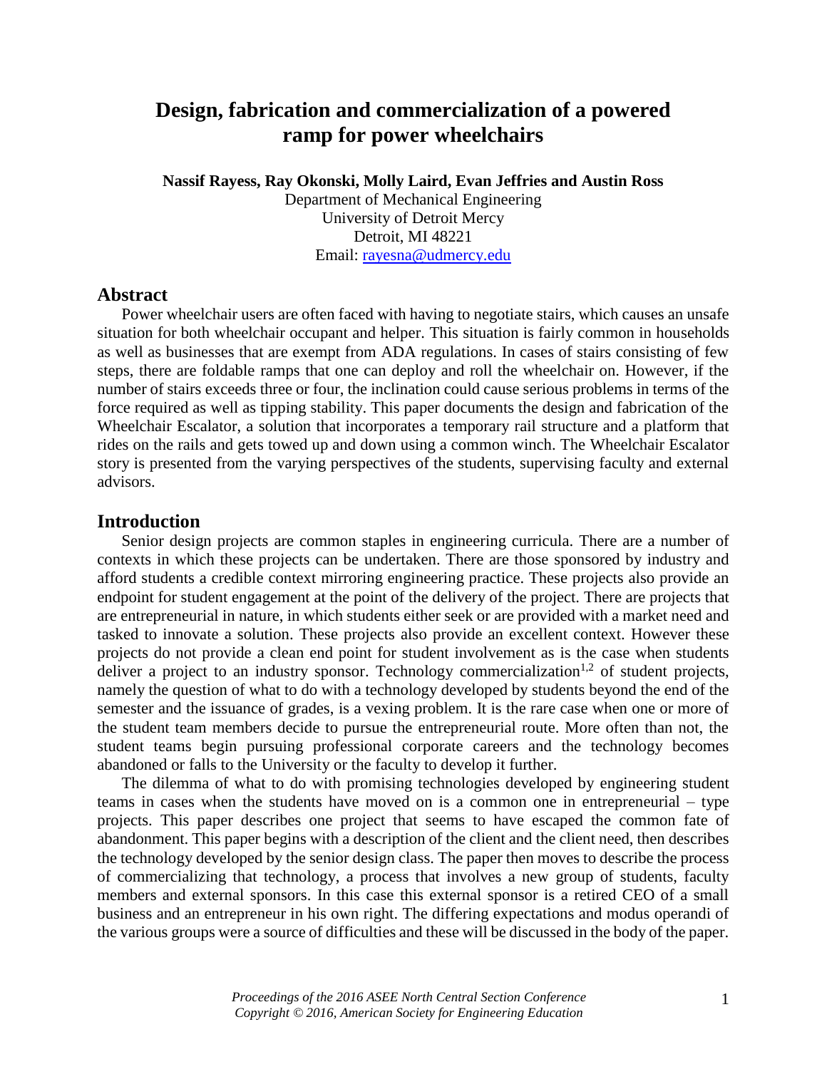# Design, fabrication and commercialization of a powered ramp for power wheelchairs

**Nassif Rayess, Ray Okonski, Molly Laird, Evan Jeffries and Austin Ross**

Department of Mechanical Engineering
University of Detroit Mercy
Detroit, MI 48221
Email: rayesna@udmercy.edu

## Abstract

Power wheelchair users are often faced with having to negotiate stairs, which causes an unsafe situation for both wheelchair occupant and helper. This situation is fairly common in households as well as businesses that are exempt from ADA regulations. In cases of stairs consisting of few steps, there are foldable ramps that one can deploy and roll the wheelchair on. However, if the number of stairs exceeds three or four, the inclination could cause serious problems in terms of the force required as well as tipping stability. This paper documents the design and fabrication of the Wheelchair Escalator, a solution that incorporates a temporary rail structure and a platform that rides on the rails and gets towed up and down using a common winch. The Wheelchair Escalator story is presented from the varying perspectives of the students, supervising faculty and external advisors.

## Introduction

Senior design projects are common staples in engineering curricula. There are a number of contexts in which these projects can be undertaken. There are those sponsored by industry and afford students a credible context mirroring engineering practice. These projects also provide an endpoint for student engagement at the point of the delivery of the project. There are projects that are entrepreneurial in nature, in which students either seek or are provided with a market need and tasked to innovate a solution. These projects also provide an excellent context. However these projects do not provide a clean end point for student involvement as is the case when students deliver a project to an industry sponsor. Technology commercialization[1,2] of student projects, namely the question of what to do with a technology developed by students beyond the end of the semester and the issuance of grades, is a vexing problem. It is the rare case when one or more of the student team members decide to pursue the entrepreneurial route. More often than not, the student teams begin pursuing professional corporate careers and the technology becomes abandoned or falls to the University or the faculty to develop it further.

The dilemma of what to do with promising technologies developed by engineering student teams in cases when the students have moved on is a common one in entrepreneurial – type projects. This paper describes one project that seems to have escaped the common fate of abandonment. This paper begins with a description of the client and the client need, then describes the technology developed by the senior design class. The paper then moves to describe the process of commercializing that technology, a process that involves a new group of students, faculty members and external sponsors. In this case this external sponsor is a retired CEO of a small business and an entrepreneur in his own right. The differing expectations and modus operandi of the various groups were a source of difficulties and these will be discussed in the body of the paper.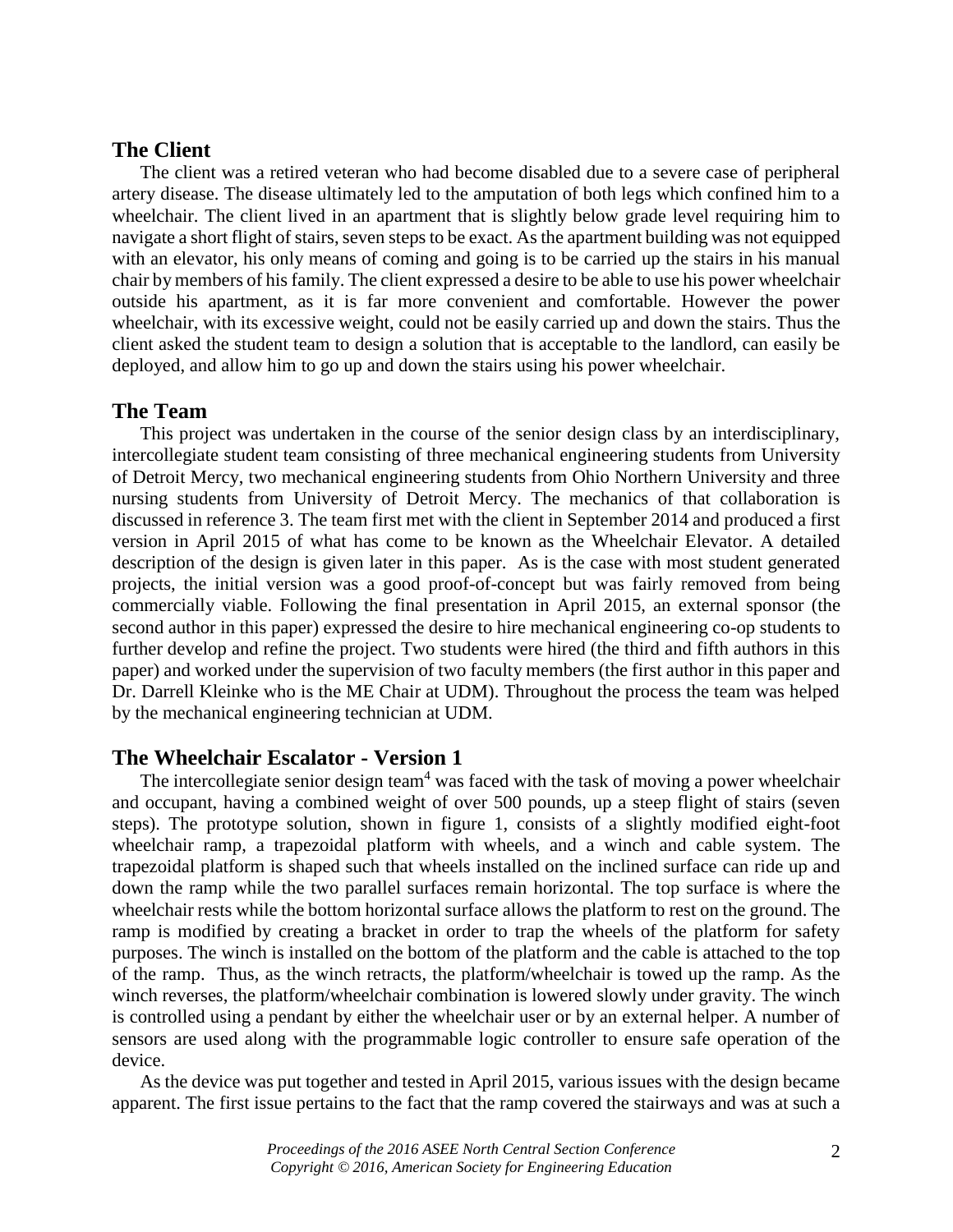## The Client

The client was a retired veteran who had become disabled due to a severe case of peripheral artery disease. The disease ultimately led to the amputation of both legs which confined him to a wheelchair. The client lived in an apartment that is slightly below grade level requiring him to navigate a short flight of stairs, seven steps to be exact. As the apartment building was not equipped with an elevator, his only means of coming and going is to be carried up the stairs in his manual chair by members of his family. The client expressed a desire to be able to use his power wheelchair outside his apartment, as it is far more convenient and comfortable. However the power wheelchair, with its excessive weight, could not be easily carried up and down the stairs. Thus the client asked the student team to design a solution that is acceptable to the landlord, can easily be deployed, and allow him to go up and down the stairs using his power wheelchair.

## The Team

This project was undertaken in the course of the senior design class by an interdisciplinary, intercollegiate student team consisting of three mechanical engineering students from University of Detroit Mercy, two mechanical engineering students from Ohio Northern University and three nursing students from University of Detroit Mercy. The mechanics of that collaboration is discussed in reference 3. The team first met with the client in September 2014 and produced a first version in April 2015 of what has come to be known as the Wheelchair Elevator. A detailed description of the design is given later in this paper. As is the case with most student generated projects, the initial version was a good proof-of-concept but was fairly removed from being commercially viable. Following the final presentation in April 2015, an external sponsor (the second author in this paper) expressed the desire to hire mechanical engineering co-op students to further develop and refine the project. Two students were hired (the third and fifth authors in this paper) and worked under the supervision of two faculty members (the first author in this paper and Dr. Darrell Kleinke who is the ME Chair at UDM). Throughout the process the team was helped by the mechanical engineering technician at UDM.

## The Wheelchair Escalator - Version 1

The intercollegiate senior design team[4] was faced with the task of moving a power wheelchair and occupant, having a combined weight of over 500 pounds, up a steep flight of stairs (seven steps). The prototype solution, shown in figure 1, consists of a slightly modified eight-foot wheelchair ramp, a trapezoidal platform with wheels, and a winch and cable system. The trapezoidal platform is shaped such that wheels installed on the inclined surface can ride up and down the ramp while the two parallel surfaces remain horizontal. The top surface is where the wheelchair rests while the bottom horizontal surface allows the platform to rest on the ground. The ramp is modified by creating a bracket in order to trap the wheels of the platform for safety purposes. The winch is installed on the bottom of the platform and the cable is attached to the top of the ramp. Thus, as the winch retracts, the platform/wheelchair is towed up the ramp. As the winch reverses, the platform/wheelchair combination is lowered slowly under gravity. The winch is controlled using a pendant by either the wheelchair user or by an external helper. A number of sensors are used along with the programmable logic controller to ensure safe operation of the device.

As the device was put together and tested in April 2015, various issues with the design became apparent. The first issue pertains to the fact that the ramp covered the stairways and was at such a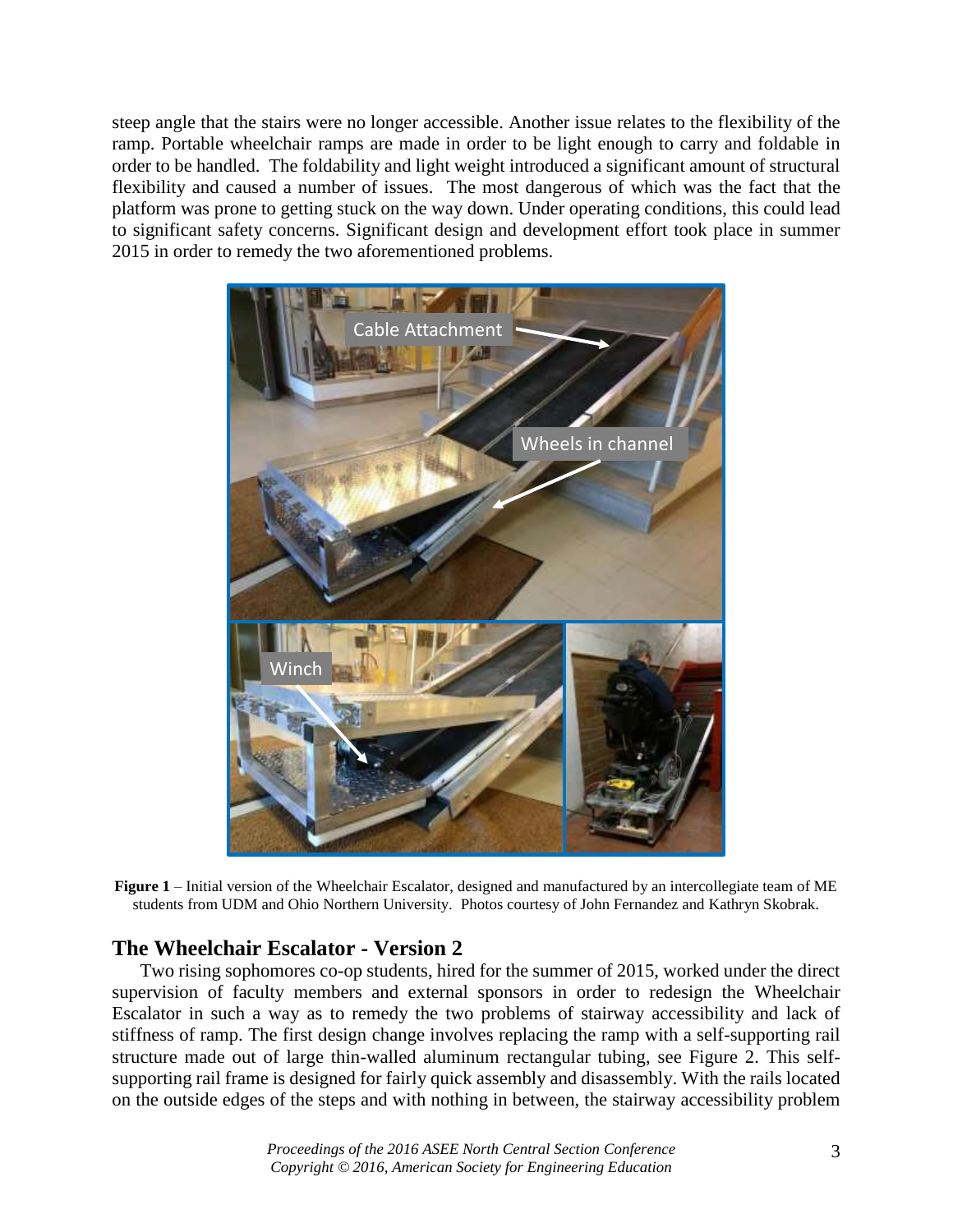steep angle that the stairs were no longer accessible. Another issue relates to the flexibility of the ramp. Portable wheelchair ramps are made in order to be light enough to carry and foldable in order to be handled. The foldability and light weight introduced a significant amount of structural flexibility and caused a number of issues. The most dangerous of which was the fact that the platform was prone to getting stuck on the way down. Under operating conditions, this could lead to significant safety concerns. Significant design and development effort took place in summer 2015 in order to remedy the two aforementioned problems.

**Figure 1** – Initial version of the Wheelchair Escalator, designed and manufactured by an intercollegiate team of ME students from UDM and Ohio Northern University. Photos courtesy of John Fernandez and Kathryn Skobrak.

## The Wheelchair Escalator - Version 2

Two rising sophomores co-op students, hired for the summer of 2015, worked under the direct supervision of faculty members and external sponsors in order to redesign the Wheelchair Escalator in such a way as to remedy the two problems of stairway accessibility and lack of stiffness of ramp. The first design change involves replacing the ramp with a self-supporting rail structure made out of large thin-walled aluminum rectangular tubing, see Figure 2. This self-supporting rail frame is designed for fairly quick assembly and disassembly. With the rails located on the outside edges of the steps and with nothing in between, the stairway accessibility problem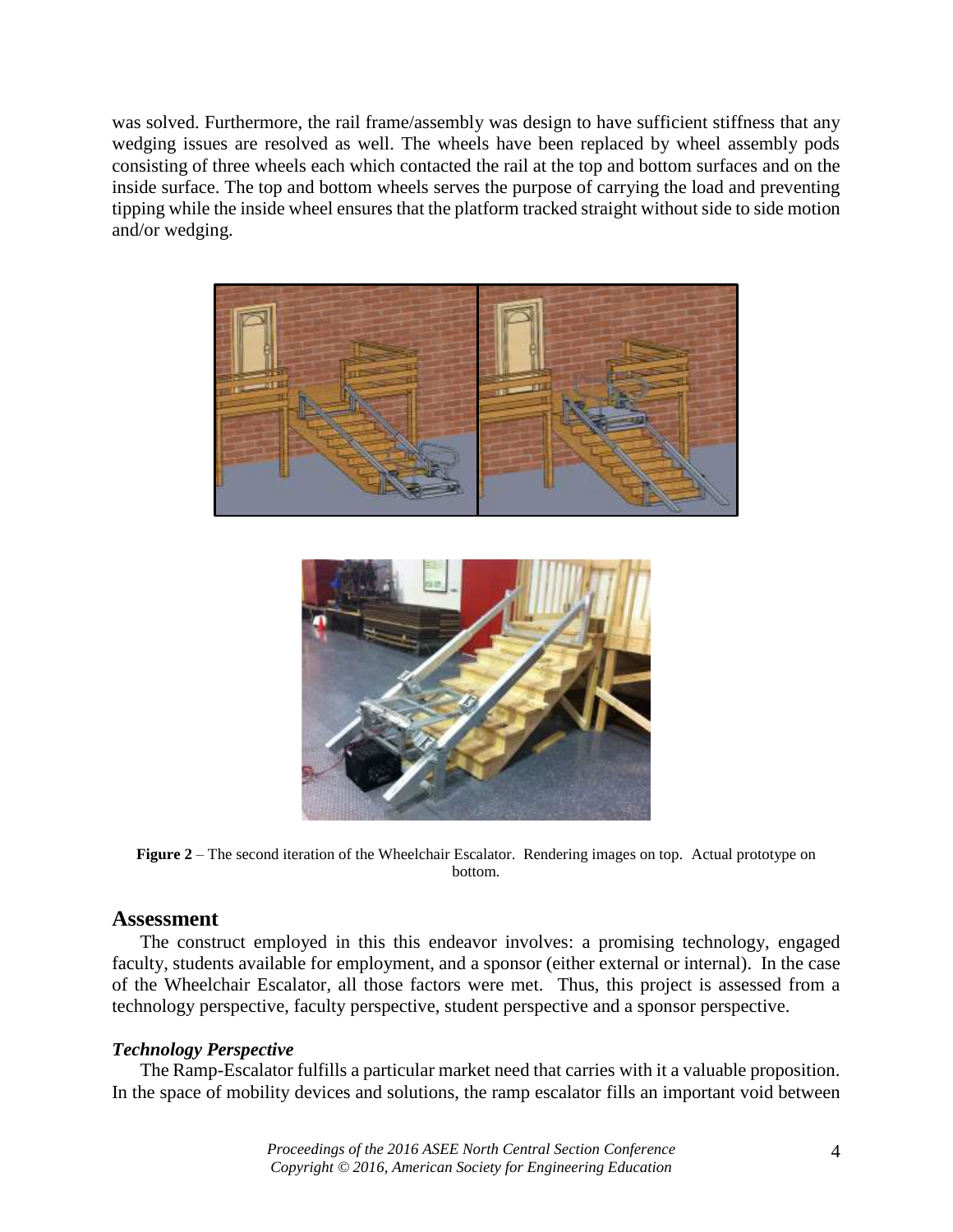was solved. Furthermore, the rail frame/assembly was design to have sufficient stiffness that any wedging issues are resolved as well. The wheels have been replaced by wheel assembly pods consisting of three wheels each which contacted the rail at the top and bottom surfaces and on the inside surface. The top and bottom wheels serves the purpose of carrying the load and preventing tipping while the inside wheel ensures that the platform tracked straight without side to side motion and/or wedging.

**Figure 2** – The second iteration of the Wheelchair Escalator. Rendering images on top. Actual prototype on bottom.

## Assessment

The construct employed in this this endeavor involves: a promising technology, engaged faculty, students available for employment, and a sponsor (either external or internal). In the case of the Wheelchair Escalator, all those factors were met. Thus, this project is assessed from a technology perspective, faculty perspective, student perspective and a sponsor perspective.

### *Technology Perspective*

The Ramp-Escalator fulfills a particular market need that carries with it a valuable proposition. In the space of mobility devices and solutions, the ramp escalator fills an important void between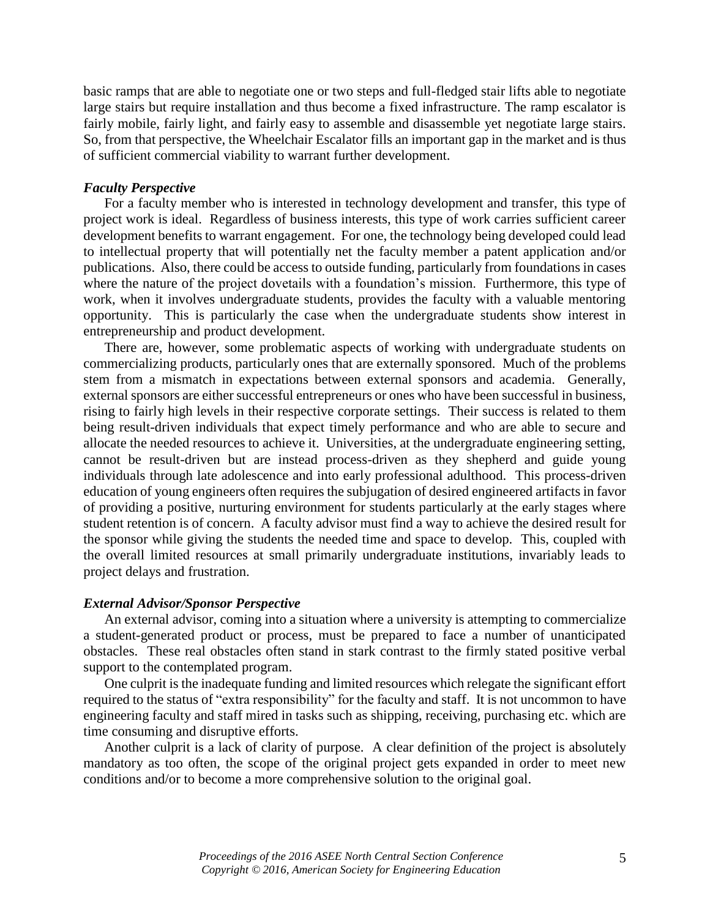basic ramps that are able to negotiate one or two steps and full-fledged stair lifts able to negotiate large stairs but require installation and thus become a fixed infrastructure. The ramp escalator is fairly mobile, fairly light, and fairly easy to assemble and disassemble yet negotiate large stairs. So, from that perspective, the Wheelchair Escalator fills an important gap in the market and is thus of sufficient commercial viability to warrant further development.

### *Faculty Perspective*

For a faculty member who is interested in technology development and transfer, this type of project work is ideal. Regardless of business interests, this type of work carries sufficient career development benefits to warrant engagement. For one, the technology being developed could lead to intellectual property that will potentially net the faculty member a patent application and/or publications. Also, there could be access to outside funding, particularly from foundations in cases where the nature of the project dovetails with a foundation's mission. Furthermore, this type of work, when it involves undergraduate students, provides the faculty with a valuable mentoring opportunity. This is particularly the case when the undergraduate students show interest in entrepreneurship and product development.

There are, however, some problematic aspects of working with undergraduate students on commercializing products, particularly ones that are externally sponsored. Much of the problems stem from a mismatch in expectations between external sponsors and academia. Generally, external sponsors are either successful entrepreneurs or ones who have been successful in business, rising to fairly high levels in their respective corporate settings. Their success is related to them being result-driven individuals that expect timely performance and who are able to secure and allocate the needed resources to achieve it. Universities, at the undergraduate engineering setting, cannot be result-driven but are instead process-driven as they shepherd and guide young individuals through late adolescence and into early professional adulthood. This process-driven education of young engineers often requires the subjugation of desired engineered artifacts in favor of providing a positive, nurturing environment for students particularly at the early stages where student retention is of concern. A faculty advisor must find a way to achieve the desired result for the sponsor while giving the students the needed time and space to develop. This, coupled with the overall limited resources at small primarily undergraduate institutions, invariably leads to project delays and frustration.

### *External Advisor/Sponsor Perspective*

An external advisor, coming into a situation where a university is attempting to commercialize a student-generated product or process, must be prepared to face a number of unanticipated obstacles. These real obstacles often stand in stark contrast to the firmly stated positive verbal support to the contemplated program.

One culprit is the inadequate funding and limited resources which relegate the significant effort required to the status of "extra responsibility" for the faculty and staff. It is not uncommon to have engineering faculty and staff mired in tasks such as shipping, receiving, purchasing etc. which are time consuming and disruptive efforts.

Another culprit is a lack of clarity of purpose. A clear definition of the project is absolutely mandatory as too often, the scope of the original project gets expanded in order to meet new conditions and/or to become a more comprehensive solution to the original goal.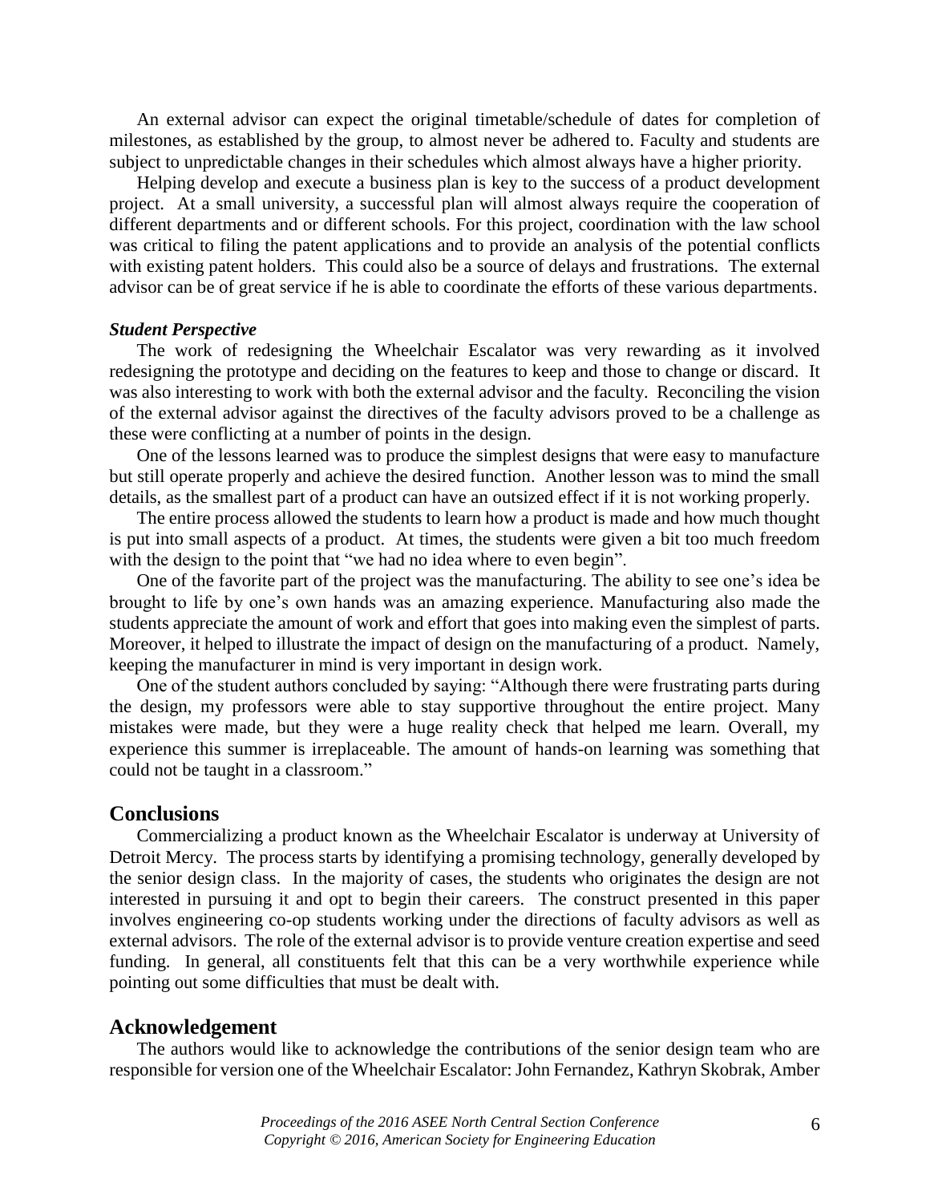An external advisor can expect the original timetable/schedule of dates for completion of milestones, as established by the group, to almost never be adhered to. Faculty and students are subject to unpredictable changes in their schedules which almost always have a higher priority.

Helping develop and execute a business plan is key to the success of a product development project. At a small university, a successful plan will almost always require the cooperation of different departments and or different schools. For this project, coordination with the law school was critical to filing the patent applications and to provide an analysis of the potential conflicts with existing patent holders. This could also be a source of delays and frustrations. The external advisor can be of great service if he is able to coordinate the efforts of these various departments.

### *Student Perspective*

The work of redesigning the Wheelchair Escalator was very rewarding as it involved redesigning the prototype and deciding on the features to keep and those to change or discard. It was also interesting to work with both the external advisor and the faculty. Reconciling the vision of the external advisor against the directives of the faculty advisors proved to be a challenge as these were conflicting at a number of points in the design.

One of the lessons learned was to produce the simplest designs that were easy to manufacture but still operate properly and achieve the desired function. Another lesson was to mind the small details, as the smallest part of a product can have an outsized effect if it is not working properly.

The entire process allowed the students to learn how a product is made and how much thought is put into small aspects of a product. At times, the students were given a bit too much freedom with the design to the point that "we had no idea where to even begin".

One of the favorite part of the project was the manufacturing. The ability to see one's idea be brought to life by one's own hands was an amazing experience. Manufacturing also made the students appreciate the amount of work and effort that goes into making even the simplest of parts. Moreover, it helped to illustrate the impact of design on the manufacturing of a product. Namely, keeping the manufacturer in mind is very important in design work.

One of the student authors concluded by saying: "Although there were frustrating parts during the design, my professors were able to stay supportive throughout the entire project. Many mistakes were made, but they were a huge reality check that helped me learn. Overall, my experience this summer is irreplaceable. The amount of hands-on learning was something that could not be taught in a classroom."

## Conclusions

Commercializing a product known as the Wheelchair Escalator is underway at University of Detroit Mercy. The process starts by identifying a promising technology, generally developed by the senior design class. In the majority of cases, the students who originates the design are not interested in pursuing it and opt to begin their careers. The construct presented in this paper involves engineering co-op students working under the directions of faculty advisors as well as external advisors. The role of the external advisor is to provide venture creation expertise and seed funding. In general, all constituents felt that this can be a very worthwhile experience while pointing out some difficulties that must be dealt with.

## Acknowledgement

The authors would like to acknowledge the contributions of the senior design team who are responsible for version one of the Wheelchair Escalator: John Fernandez, Kathryn Skobrak, Amber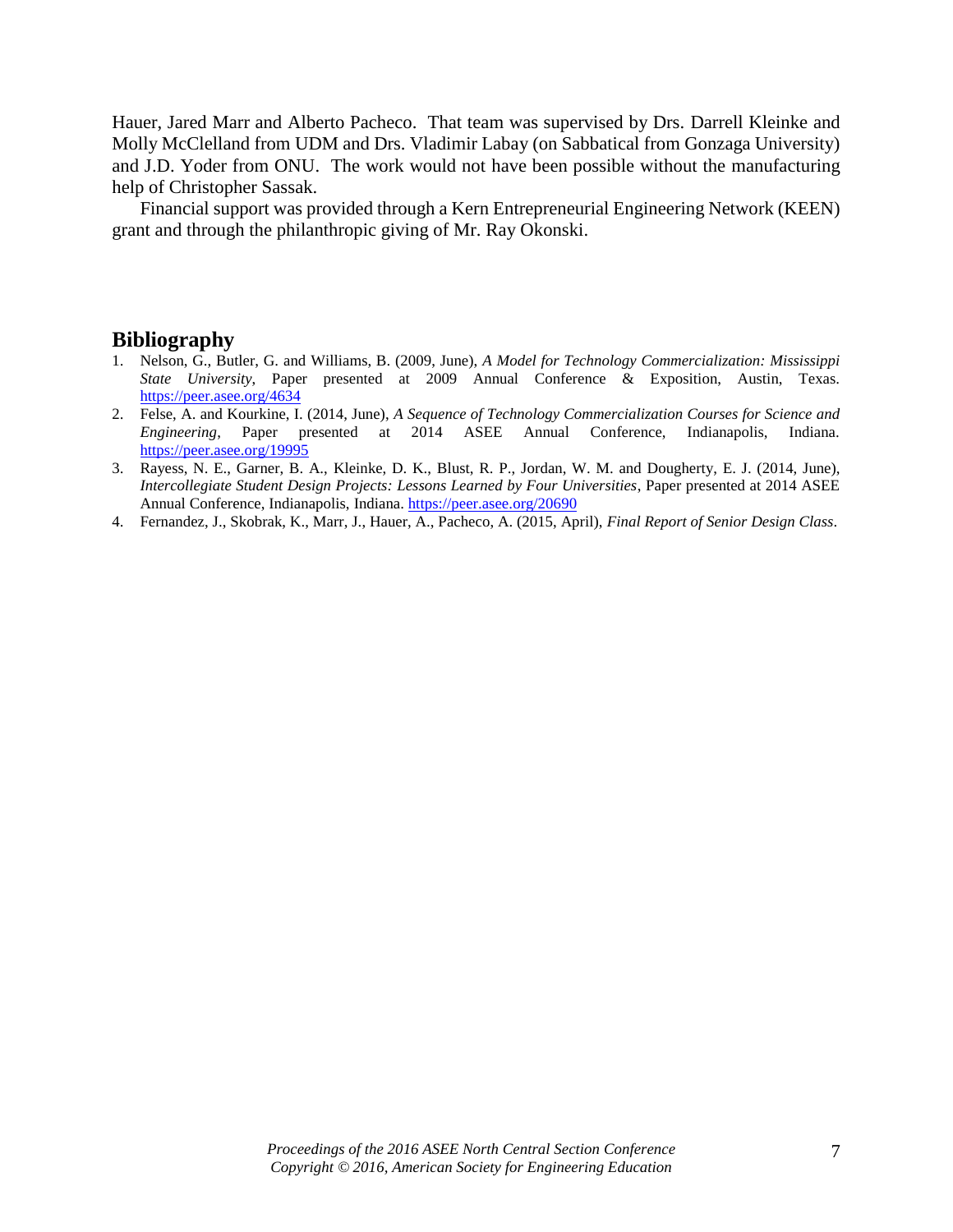Hauer, Jared Marr and Alberto Pacheco. That team was supervised by Drs. Darrell Kleinke and Molly McClelland from UDM and Drs. Vladimir Labay (on Sabbatical from Gonzaga University) and J.D. Yoder from ONU. The work would not have been possible without the manufacturing help of Christopher Sassak.

Financial support was provided through a Kern Entrepreneurial Engineering Network (KEEN) grant and through the philanthropic giving of Mr. Ray Okonski.

## Bibliography

1. Nelson, G., Butler, G. and Williams, B. (2009, June), *A Model for Technology Commercialization: Mississippi State University*, Paper presented at 2009 Annual Conference & Exposition, Austin, Texas. https://peer.asee.org/4634
2. Felse, A. and Kourkine, I. (2014, June), *A Sequence of Technology Commercialization Courses for Science and Engineering*, Paper presented at 2014 ASEE Annual Conference, Indianapolis, Indiana. https://peer.asee.org/19995
3. Rayess, N. E., Garner, B. A., Kleinke, D. K., Blust, R. P., Jordan, W. M. and Dougherty, E. J. (2014, June), *Intercollegiate Student Design Projects: Lessons Learned by Four Universities*, Paper presented at 2014 ASEE Annual Conference, Indianapolis, Indiana. https://peer.asee.org/20690
4. Fernandez, J., Skobrak, K., Marr, J., Hauer, A., Pacheco, A. (2015, April), *Final Report of Senior Design Class*.